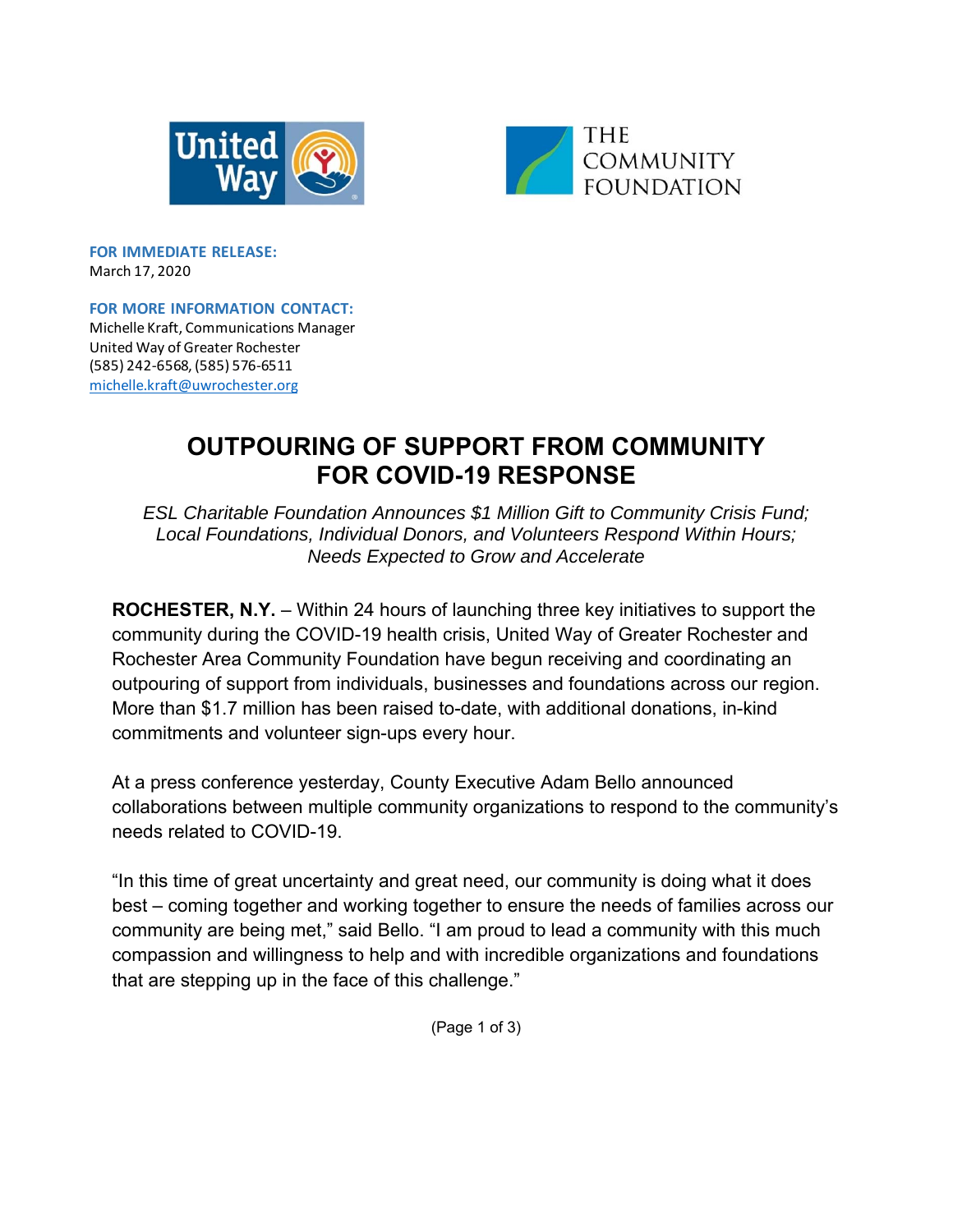**FOR IMMEDIATE RELEASE:**
March 17, 2020

**FOR MORE INFORMATION CONTACT:**
Michelle Kraft, Communications Manager
United Way of Greater Rochester
(585) 242-6568, (585) 576-6511
michelle.kraft@uwrochester.org

# OUTPOURING OF SUPPORT FROM COMMUNITY FOR COVID-19 RESPONSE

*ESL Charitable Foundation Announces $1 Million Gift to Community Crisis Fund; Local Foundations, Individual Donors, and Volunteers Respond Within Hours; Needs Expected to Grow and Accelerate*

**ROCHESTER, N.Y.** – Within 24 hours of launching three key initiatives to support the community during the COVID-19 health crisis, United Way of Greater Rochester and Rochester Area Community Foundation have begun receiving and coordinating an outpouring of support from individuals, businesses and foundations across our region. More than $1.7 million has been raised to-date, with additional donations, in-kind commitments and volunteer sign-ups every hour.

At a press conference yesterday, County Executive Adam Bello announced collaborations between multiple community organizations to respond to the community's needs related to COVID-19.

"In this time of great uncertainty and great need, our community is doing what it does best – coming together and working together to ensure the needs of families across our community are being met," said Bello. "I am proud to lead a community with this much compassion and willingness to help and with incredible organizations and foundations that are stepping up in the face of this challenge."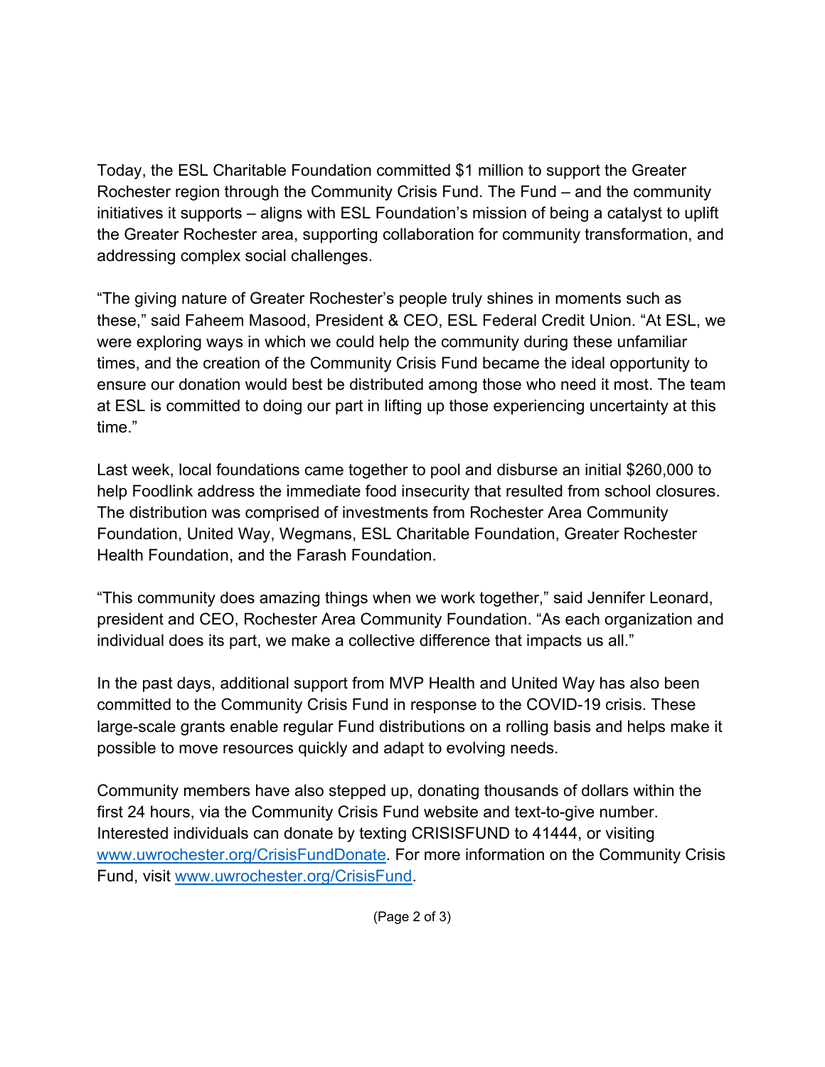Today, the ESL Charitable Foundation committed $1 million to support the Greater Rochester region through the Community Crisis Fund. The Fund – and the community initiatives it supports – aligns with ESL Foundation's mission of being a catalyst to uplift the Greater Rochester area, supporting collaboration for community transformation, and addressing complex social challenges.

"The giving nature of Greater Rochester's people truly shines in moments such as these," said Faheem Masood, President & CEO, ESL Federal Credit Union. "At ESL, we were exploring ways in which we could help the community during these unfamiliar times, and the creation of the Community Crisis Fund became the ideal opportunity to ensure our donation would best be distributed among those who need it most. The team at ESL is committed to doing our part in lifting up those experiencing uncertainty at this time."

Last week, local foundations came together to pool and disburse an initial $260,000 to help Foodlink address the immediate food insecurity that resulted from school closures. The distribution was comprised of investments from Rochester Area Community Foundation, United Way, Wegmans, ESL Charitable Foundation, Greater Rochester Health Foundation, and the Farash Foundation.

"This community does amazing things when we work together," said Jennifer Leonard, president and CEO, Rochester Area Community Foundation. "As each organization and individual does its part, we make a collective difference that impacts us all."

In the past days, additional support from MVP Health and United Way has also been committed to the Community Crisis Fund in response to the COVID-19 crisis. These large-scale grants enable regular Fund distributions on a rolling basis and helps make it possible to move resources quickly and adapt to evolving needs.

Community members have also stepped up, donating thousands of dollars within the first 24 hours, via the Community Crisis Fund website and text-to-give number. Interested individuals can donate by texting CRISISFUND to 41444, or visiting [www.uwrochester.org/CrisisFundDonate](www.uwrochester.org/CrisisFundDonate). For more information on the Community Crisis Fund, visit [www.uwrochester.org/CrisisFund](www.uwrochester.org/CrisisFund).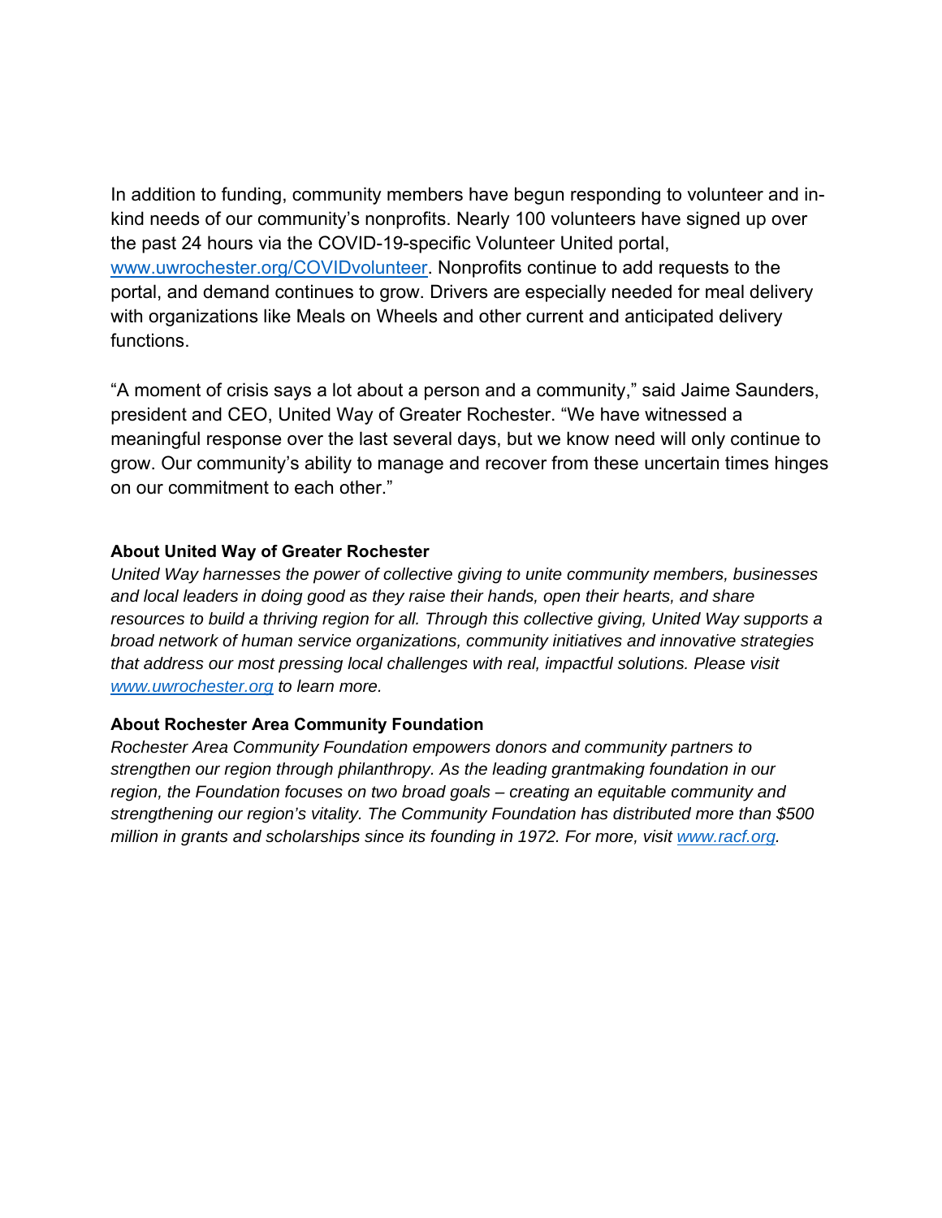In addition to funding, community members have begun responding to volunteer and in-kind needs of our community's nonprofits. Nearly 100 volunteers have signed up over the past 24 hours via the COVID-19-specific Volunteer United portal, www.uwrochester.org/COVIDvolunteer. Nonprofits continue to add requests to the portal, and demand continues to grow. Drivers are especially needed for meal delivery with organizations like Meals on Wheels and other current and anticipated delivery functions.

"A moment of crisis says a lot about a person and a community," said Jaime Saunders, president and CEO, United Way of Greater Rochester. "We have witnessed a meaningful response over the last several days, but we know need will only continue to grow. Our community's ability to manage and recover from these uncertain times hinges on our commitment to each other."

**About United Way of Greater Rochester**

*United Way harnesses the power of collective giving to unite community members, businesses and local leaders in doing good as they raise their hands, open their hearts, and share resources to build a thriving region for all. Through this collective giving, United Way supports a broad network of human service organizations, community initiatives and innovative strategies that address our most pressing local challenges with real, impactful solutions. Please visit www.uwrochester.org to learn more.*

**About Rochester Area Community Foundation**

*Rochester Area Community Foundation empowers donors and community partners to strengthen our region through philanthropy. As the leading grantmaking foundation in our region, the Foundation focuses on two broad goals – creating an equitable community and strengthening our region's vitality. The Community Foundation has distributed more than $500 million in grants and scholarships since its founding in 1972. For more, visit www.racf.org.*